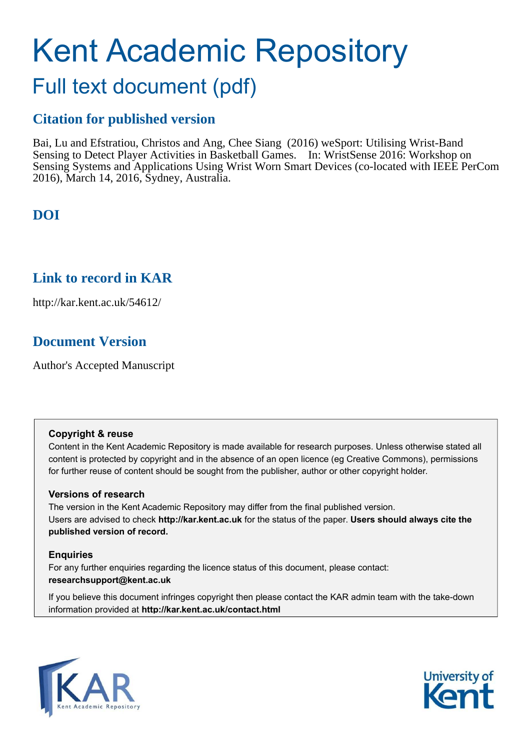# Kent Academic Repository

## Full text document (pdf)

### Citation for published version

Bai, Lu and Efstratiou, Christos and Ang, Chee Siang (2016) weSport: Utilising Wrist-Band Sensing to Detect Player Activities in Basketball Games. In: WristSense 2016: Workshop on Sensing Systems and Applications Using Wrist Worn Smart Devices (co-located with IEEE PerCom 2016), March 14, 2016, Sydney, Australia.

### DOI

### Link to record in KAR

http://kar.kent.ac.uk/54612/

### Document Version

Author's Accepted Manuscript

**Copyright & reuse**

Content in the Kent Academic Repository is made available for research purposes. Unless otherwise stated all content is protected by copyright and in the absence of an open licence (eg Creative Commons), permissions for further reuse of content should be sought from the publisher, author or other copyright holder.

**Versions of research**

The version in the Kent Academic Repository may differ from the final published version. Users are advised to check **http://kar.kent.ac.uk** for the status of the paper. **Users should always cite the published version of record.**

**Enquiries**

For any further enquiries regarding the licence status of this document, please contact: **researchsupport@kent.ac.uk**

If you believe this document infringes copyright then please contact the KAR admin team with the take-down information provided at **http://kar.kent.ac.uk/contact.html**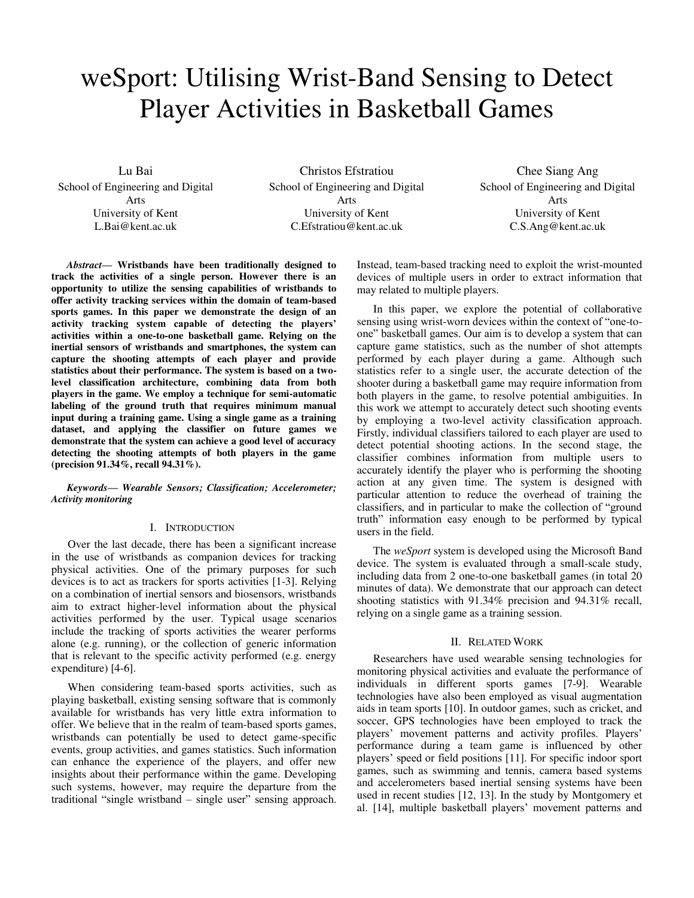# weSport: Utilising Wrist-Band Sensing to Detect Player Activities in Basketball Games

Lu Bai
School of Engineering and Digital Arts
University of Kent
L.Bai@kent.ac.uk

Christos Efstratiou
School of Engineering and Digital Arts
University of Kent
C.Efstratiou@kent.ac.uk

Chee Siang Ang
School of Engineering and Digital Arts
University of Kent
C.S.Ang@kent.ac.uk

***Abstract*— Wristbands have been traditionally designed to track the activities of a single person. However there is an opportunity to utilize the sensing capabilities of wristbands to offer activity tracking services within the domain of team-based sports games. In this paper we demonstrate the design of an activity tracking system capable of detecting the players' activities within a one-to-one basketball game. Relying on the inertial sensors of wristbands and smartphones, the system can capture the shooting attempts of each player and provide statistics about their performance. The system is based on a two-level classification architecture, combining data from both players in the game. We employ a technique for semi-automatic labeling of the ground truth that requires minimum manual input during a training game. Using a single game as a training dataset, and applying the classifier on future games we demonstrate that the system can achieve a good level of accuracy detecting the shooting attempts of both players in the game (precision 91.34%, recall 94.31%).**

***Keywords— Wearable Sensors; Classification; Accelerometer; Activity monitoring***

## I. Introduction

Over the last decade, there has been a significant increase in the use of wristbands as companion devices for tracking physical activities. One of the primary purposes for such devices is to act as trackers for sports activities [1-3]. Relying on a combination of inertial sensors and biosensors, wristbands aim to extract higher-level information about the physical activities performed by the user. Typical usage scenarios include the tracking of sports activities the wearer performs alone (e.g. running), or the collection of generic information that is relevant to the specific activity performed (e.g. energy expenditure) [4-6].

When considering team-based sports activities, such as playing basketball, existing sensing software that is commonly available for wristbands has very little extra information to offer. We believe that in the realm of team-based sports games, wristbands can potentially be used to detect game-specific events, group activities, and games statistics. Such information can enhance the experience of the players, and offer new insights about their performance within the game. Developing such systems, however, may require the departure from the traditional "single wristband – single user" sensing approach. Instead, team-based tracking need to exploit the wrist-mounted devices of multiple users in order to extract information that may related to multiple players.

In this paper, we explore the potential of collaborative sensing using wrist-worn devices within the context of "one-to-one" basketball games. Our aim is to develop a system that can capture game statistics, such as the number of shot attempts performed by each player during a game. Although such statistics refer to a single user, the accurate detection of the shooter during a basketball game may require information from both players in the game, to resolve potential ambiguities. In this work we attempt to accurately detect such shooting events by employing a two-level activity classification approach. Firstly, individual classifiers tailored to each player are used to detect potential shooting actions. In the second stage, the classifier combines information from multiple users to accurately identify the player who is performing the shooting action at any given time. The system is designed with particular attention to reduce the overhead of training the classifiers, and in particular to make the collection of "ground truth" information easy enough to be performed by typical users in the field.

The *weSport* system is developed using the Microsoft Band device. The system is evaluated through a small-scale study, including data from 2 one-to-one basketball games (in total 20 minutes of data). We demonstrate that our approach can detect shooting statistics with 91.34% precision and 94.31% recall, relying on a single game as a training session.

## II. Related Work

Researchers have used wearable sensing technologies for monitoring physical activities and evaluate the performance of individuals in different sports games [7-9]. Wearable technologies have also been employed as visual augmentation aids in team sports [10]. In outdoor games, such as cricket, and soccer, GPS technologies have been employed to track the players' movement patterns and activity profiles. Players' performance during a team game is influenced by other players' speed or field positions [11]. For specific indoor sport games, such as swimming and tennis, camera based systems and accelerometers based inertial sensing systems have been used in recent studies [12, 13]. In the study by Montgomery et al. [14], multiple basketball players' movement patterns and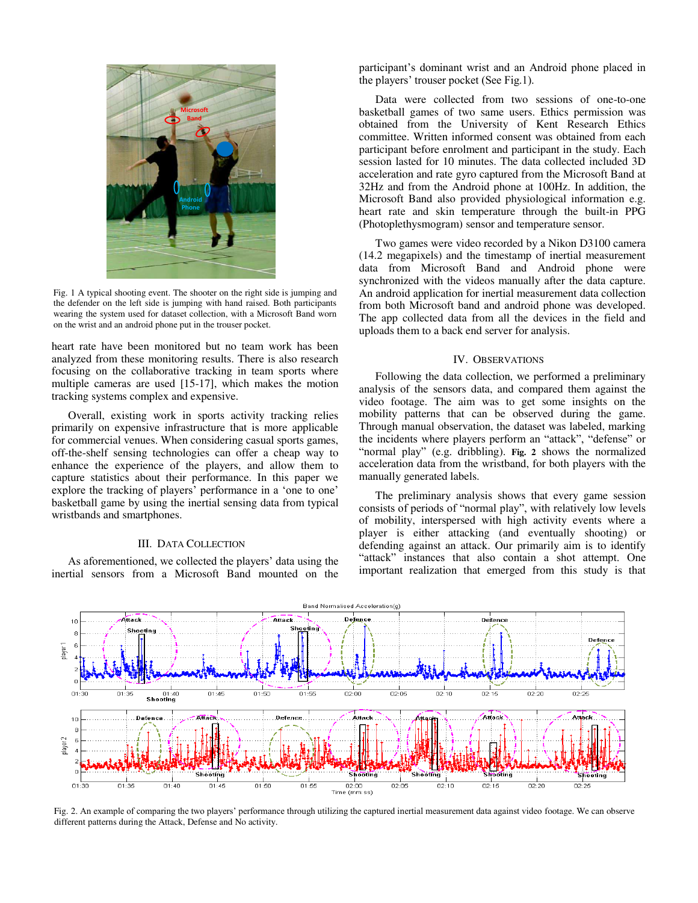Fig. 1 A typical shooting event. The shooter on the right side is jumping and the defender on the left side is jumping with hand raised. Both participants wearing the system used for dataset collection, with a Microsoft Band worn on the wrist and an android phone put in the trouser pocket.

heart rate have been monitored but no team work has been analyzed from these monitoring results. There is also research focusing on the collaborative tracking in team sports where multiple cameras are used [15-17], which makes the motion tracking systems complex and expensive.

Overall, existing work in sports activity tracking relies primarily on expensive infrastructure that is more applicable for commercial venues. When considering casual sports games, off-the-shelf sensing technologies can offer a cheap way to enhance the experience of the players, and allow them to capture statistics about their performance. In this paper we explore the tracking of players' performance in a 'one to one' basketball game by using the inertial sensing data from typical wristbands and smartphones.

## III. Data Collection

As aforementioned, we collected the players' data using the inertial sensors from a Microsoft Band mounted on the participant's dominant wrist and an Android phone placed in the players' trouser pocket (See Fig.1).

Data were collected from two sessions of one-to-one basketball games of two same users. Ethics permission was obtained from the University of Kent Research Ethics committee. Written informed consent was obtained from each participant before enrolment and participant in the study. Each session lasted for 10 minutes. The data collected included 3D acceleration and rate gyro captured from the Microsoft Band at 32Hz and from the Android phone at 100Hz. In addition, the Microsoft Band also provided physiological information e.g. heart rate and skin temperature through the built-in PPG (Photoplethysmogram) sensor and temperature sensor.

Two games were video recorded by a Nikon D3100 camera (14.2 megapixels) and the timestamp of inertial measurement data from Microsoft Band and Android phone were synchronized with the videos manually after the data capture. An android application for inertial measurement data collection from both Microsoft band and android phone was developed. The app collected data from all the devices in the field and uploads them to a back end server for analysis.

## IV. Observations

Following the data collection, we performed a preliminary analysis of the sensors data, and compared them against the video footage. The aim was to get some insights on the mobility patterns that can be observed during the game. Through manual observation, the dataset was labeled, marking the incidents where players perform an "attack", "defense" or "normal play" (e.g. dribbling). **Fig. 2** shows the normalized acceleration data from the wristband, for both players with the manually generated labels.

The preliminary analysis shows that every game session consists of periods of "normal play", with relatively low levels of mobility, interspersed with high activity events where a player is either attacking (and eventually shooting) or defending against an attack. Our primarily aim is to identify "attack" instances that also contain a shot attempt. One important realization that emerged from this study is that

Fig. 2. An example of comparing the two players' performance through utilizing the captured inertial measurement data against video footage. We can observe different patterns during the Attack, Defense and No activity.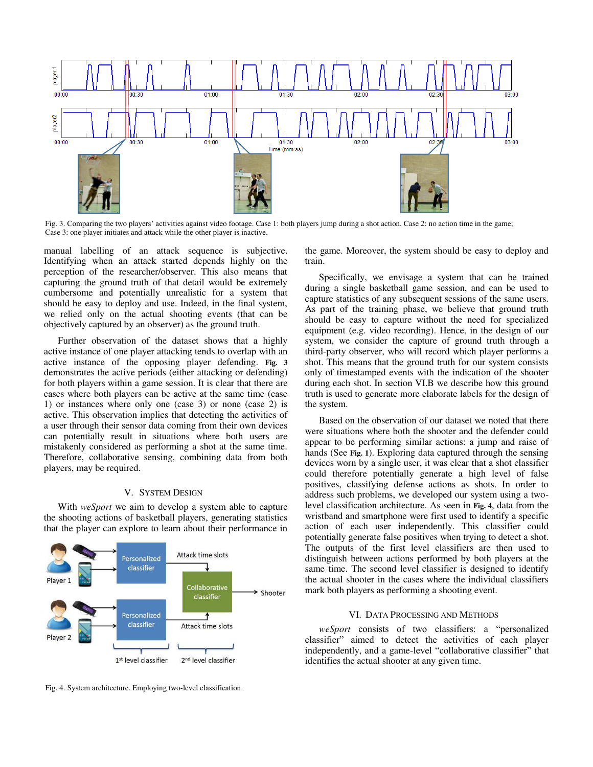player 1

00:00 00:30 01:00 01:30 02:00 02:30 03:00

player2

00:00 00:30 01:00 01:30 02:00 02:30 03:00

Time (mm:ss)

Fig. 3. Comparing the two players' activities against video footage. Case 1: both players jump during a shot action. Case 2: no action time in the game; Case 3: one player initiates and attack while the other player is inactive.

manual labelling of an attack sequence is subjective. Identifying when an attack started depends highly on the perception of the researcher/observer. This also means that capturing the ground truth of that detail would be extremely cumbersome and potentially unrealistic for a system that should be easy to deploy and use. Indeed, in the final system, we relied only on the actual shooting events (that can be objectively captured by an observer) as the ground truth.

Further observation of the dataset shows that a highly active instance of one player attacking tends to overlap with an active instance of the opposing player defending. **Fig. 3** demonstrates the active periods (either attacking or defending) for both players within a game session. It is clear that there are cases where both players can be active at the same time (case 1) or instances where only one (case 3) or none (case 2) is active. This observation implies that detecting the activities of a user through their sensor data coming from their own devices can potentially result in situations where both users are mistakenly considered as performing a shot at the same time. Therefore, collaborative sensing, combining data from both players, may be required.

## V. System Design

With *weSport* we aim to develop a system able to capture the shooting actions of basketball players, generating statistics that the player can explore to learn about their performance in the game. Moreover, the system should be easy to deploy and train.

Specifically, we envisage a system that can be trained during a single basketball game session, and can be used to capture statistics of any subsequent sessions of the same users. As part of the training phase, we believe that ground truth should be easy to capture without the need for specialized equipment (e.g. video recording). Hence, in the design of our system, we consider the capture of ground truth through a third-party observer, who will record which player performs a shot. This means that the ground truth for our system consists only of timestamped events with the indication of the shooter during each shot. In section VI.B we describe how this ground truth is used to generate more elaborate labels for the design of the system.

Based on the observation of our dataset we noted that there were situations where both the shooter and the defender could appear to be performing similar actions: a jump and raise of hands (See **Fig. 1**). Exploring data captured through the sensing devices worn by a single user, it was clear that a shot classifier could therefore potentially generate a high level of false positives, classifying defense actions as shots. In order to address such problems, we developed our system using a two-level classification architecture. As seen in **Fig. 4**, data from the wristband and smartphone were first used to identify a specific action of each user independently. This classifier could potentially generate false positives when trying to detect a shot. The outputs of the first level classifiers are then used to distinguish between actions performed by both players at the same time. The second level classifier is designed to identify the actual shooter in the cases where the individual classifiers mark both players as performing a shooting event.

Player 1

Personalized classifier

Attack time slots

Collaborative classifier

Shooter

Player 2

Personalized classifier

Attack time slots

1st level classifier

2nd level classifier

Fig. 4. System architecture. Employing two-level classification.

## VI. Data Processing and Methods

*weSport* consists of two classifiers: a "personalized classifier" aimed to detect the activities of each player independently, and a game-level "collaborative classifier" that identifies the actual shooter at any given time.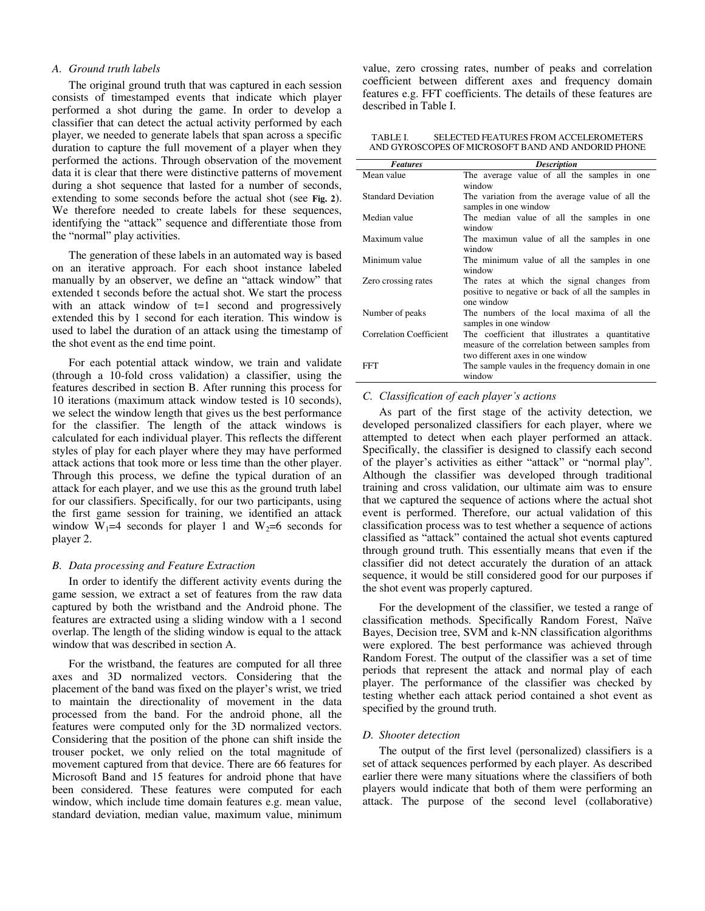### A. Ground truth labels

The original ground truth that was captured in each session consists of timestamped events that indicate which player performed a shot during the game. In order to develop a classifier that can detect the actual activity performed by each player, we needed to generate labels that span across a specific duration to capture the full movement of a player when they performed the actions. Through observation of the movement data it is clear that there were distinctive patterns of movement during a shot sequence that lasted for a number of seconds, extending to some seconds before the actual shot (see **Fig. 2**). We therefore needed to create labels for these sequences, identifying the "attack" sequence and differentiate those from the "normal" play activities.

The generation of these labels in an automated way is based on an iterative approach. For each shoot instance labeled manually by an observer, we define an "attack window" that extended t seconds before the actual shot. We start the process with an attack window of t=1 second and progressively extended this by 1 second for each iteration. This window is used to label the duration of an attack using the timestamp of the shot event as the end time point.

For each potential attack window, we train and validate (through a 10-fold cross validation) a classifier, using the features described in section B. After running this process for 10 iterations (maximum attack window tested is 10 seconds), we select the window length that gives us the best performance for the classifier. The length of the attack windows is calculated for each individual player. This reflects the different styles of play for each player where they may have performed attack actions that took more or less time than the other player. Through this process, we define the typical duration of an attack for each player, and we use this as the ground truth label for our classifiers. Specifically, for our two participants, using the first game session for training, we identified an attack window $W_1$=4 seconds for player 1 and $W_2$=6 seconds for player 2.

### B. Data processing and Feature Extraction

In order to identify the different activity events during the game session, we extract a set of features from the raw data captured by both the wristband and the Android phone. The features are extracted using a sliding window with a 1 second overlap. The length of the sliding window is equal to the attack window that was described in section A.

For the wristband, the features are computed for all three axes and 3D normalized vectors. Considering that the placement of the band was fixed on the player's wrist, we tried to maintain the directionality of movement in the data processed from the band. For the android phone, all the features were computed only for the 3D normalized vectors. Considering that the position of the phone can shift inside the trouser pocket, we only relied on the total magnitude of movement captured from that device. There are 66 features for Microsoft Band and 15 features for android phone that have been considered. These features were computed for each window, which include time domain features e.g. mean value, standard deviation, median value, maximum value, minimum value, zero crossing rates, number of peaks and correlation coefficient between different axes and frequency domain features e.g. FFT coefficients. The details of these features are described in Table I.

TABLE I. SELECTED FEATURES FROM ACCELEROMETERS AND GYROSCOPES OF MICROSOFT BAND AND ANDORID PHONE

| *Features* | *Description* |
|---|---|
| Mean value | The average value of all the samples in one window |
| Standard Deviation | The variation from the average value of all the samples in one window |
| Median value | The median value of all the samples in one window |
| Maximum value | The maximun value of all the samples in one window |
| Minimum value | The minimum value of all the samples in one window |
| Zero crossing rates | The rates at which the signal changes from positive to negative or back of all the samples in one window |
| Number of peaks | The numbers of the local maxima of all the samples in one window |
| Correlation Coefficient | The coefficient that illustrates a quantitative measure of the correlation between samples from two different axes in one window |
| FFT | The sample vaules in the frequency domain in one window |

### C. Classification of each player's actions

As part of the first stage of the activity detection, we developed personalized classifiers for each player, where we attempted to detect when each player performed an attack. Specifically, the classifier is designed to classify each second of the player's activities as either "attack" or "normal play". Although the classifier was developed through traditional training and cross validation, our ultimate aim was to ensure that we captured the sequence of actions where the actual shot event is performed. Therefore, our actual validation of this classification process was to test whether a sequence of actions classified as "attack" contained the actual shot events captured through ground truth. This essentially means that even if the classifier did not detect accurately the duration of an attack sequence, it would be still considered good for our purposes if the shot event was properly captured.

For the development of the classifier, we tested a range of classification methods. Specifically Random Forest, Naïve Bayes, Decision tree, SVM and k-NN classification algorithms were explored. The best performance was achieved through Random Forest. The output of the classifier was a set of time periods that represent the attack and normal play of each player. The performance of the classifier was checked by testing whether each attack period contained a shot event as specified by the ground truth.

### D. Shooter detection

The output of the first level (personalized) classifiers is a set of attack sequences performed by each player. As described earlier there were many situations where the classifiers of both players would indicate that both of them were performing an attack. The purpose of the second level (collaborative)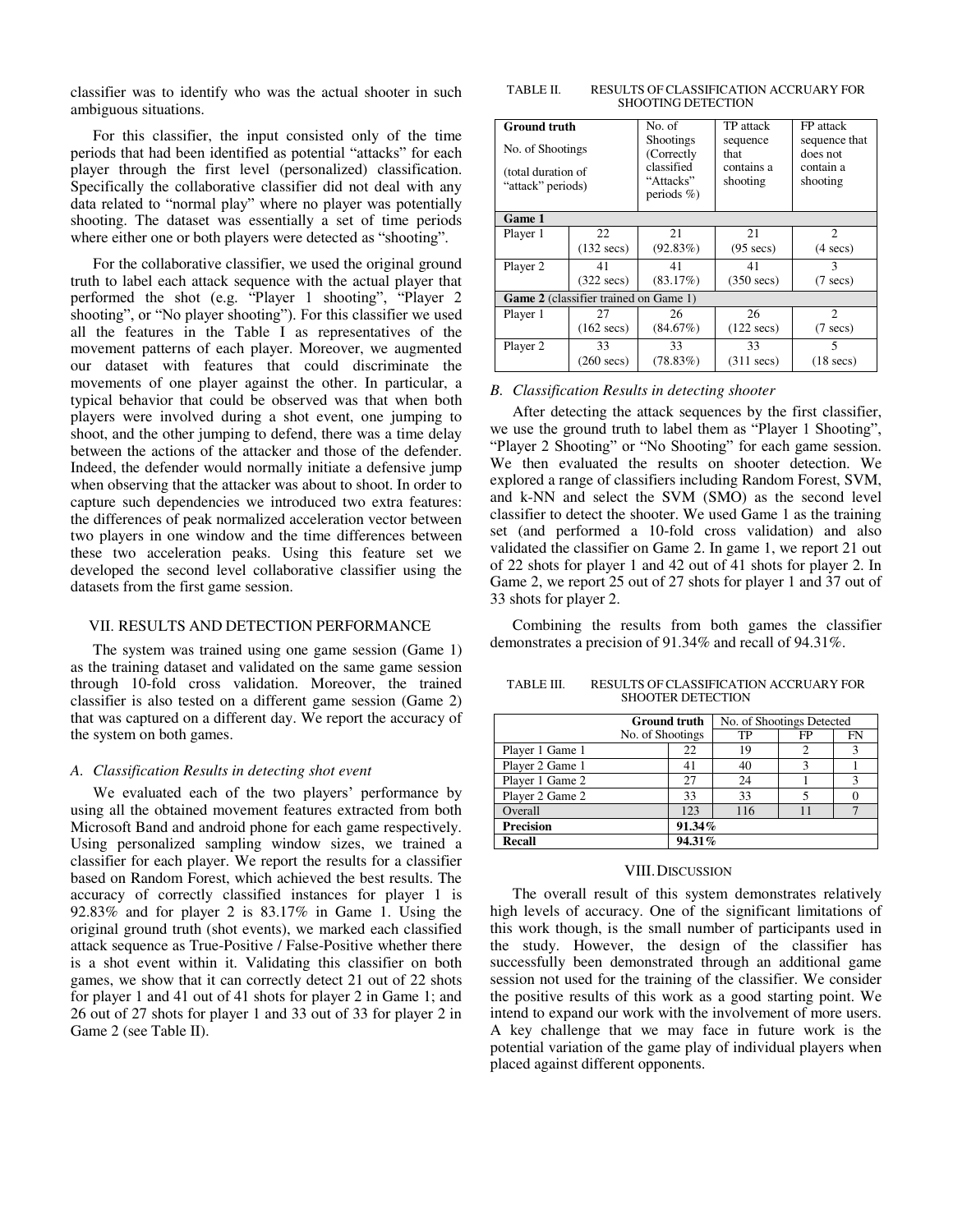classifier was to identify who was the actual shooter in such ambiguous situations.

For this classifier, the input consisted only of the time periods that had been identified as potential "attacks" for each player through the first level (personalized) classification. Specifically the collaborative classifier did not deal with any data related to "normal play" where no player was potentially shooting. The dataset was essentially a set of time periods where either one or both players were detected as "shooting".

For the collaborative classifier, we used the original ground truth to label each attack sequence with the actual player that performed the shot (e.g. "Player 1 shooting", "Player 2 shooting", or "No player shooting"). For this classifier we used all the features in the Table I as representatives of the movement patterns of each player. Moreover, we augmented our dataset with features that could discriminate the movements of one player against the other. In particular, a typical behavior that could be observed was that when both players were involved during a shot event, one jumping to shoot, and the other jumping to defend, there was a time delay between the actions of the attacker and those of the defender. Indeed, the defender would normally initiate a defensive jump when observing that the attacker was about to shoot. In order to capture such dependencies we introduced two extra features: the differences of peak normalized acceleration vector between two players in one window and the time differences between these two acceleration peaks. Using this feature set we developed the second level collaborative classifier using the datasets from the first game session.

## VII. RESULTS AND DETECTION PERFORMANCE

The system was trained using one game session (Game 1) as the training dataset and validated on the same game session through 10-fold cross validation. Moreover, the trained classifier is also tested on a different game session (Game 2) that was captured on a different day. We report the accuracy of the system on both games.

### A. Classification Results in detecting shot event

We evaluated each of the two players' performance by using all the obtained movement features extracted from both Microsoft Band and android phone for each game respectively. Using personalized sampling window sizes, we trained a classifier for each player. We report the results for a classifier based on Random Forest, which achieved the best results. The accuracy of correctly classified instances for player 1 is 92.83% and for player 2 is 83.17% in Game 1. Using the original ground truth (shot events), we marked each classified attack sequence as True-Positive / False-Positive whether there is a shot event within it. Validating this classifier on both games, we show that it can correctly detect 21 out of 22 shots for player 1 and 41 out of 41 shots for player 2 in Game 1; and 26 out of 27 shots for player 1 and 33 out of 33 for player 2 in Game 2 (see Table II).

TABLE II. RESULTS OF CLASSIFICATION ACCRUARY FOR SHOOTING DETECTION

| Ground truth | No. of Shootings (total duration of "attack" periods) | No. of Shootings (Correctly classified "Attacks" periods %) | TP attack sequence that contains a shooting | FP attack sequence that does not contain a shooting |
|---|---|---|---|---|
| **Game 1** | | | | |
| Player 1 | 22 (132 secs) | 21 (92.83%) | 21 (95 secs) | 2 (4 secs) |
| Player 2 | 41 (322 secs) | 41 (83.17%) | 41 (350 secs) | 3 (7 secs) |
| **Game 2** (classifier trained on Game 1) | | | | |
| Player 1 | 27 (162 secs) | 26 (84.67%) | 26 (122 secs) | 2 (7 secs) |
| Player 2 | 33 (260 secs) | 33 (78.83%) | 33 (311 secs) | 5 (18 secs) |

### B. Classification Results in detecting shooter

After detecting the attack sequences by the first classifier, we use the ground truth to label them as "Player 1 Shooting", "Player 2 Shooting" or "No Shooting" for each game session. We then evaluated the results on shooter detection. We explored a range of classifiers including Random Forest, SVM, and k-NN and select the SVM (SMO) as the second level classifier to detect the shooter. We used Game 1 as the training set (and performed a 10-fold cross validation) and also validated the classifier on Game 2. In game 1, we report 21 out of 22 shots for player 1 and 42 out of 41 shots for player 2. In Game 2, we report 25 out of 27 shots for player 1 and 37 out of 33 shots for player 2.

Combining the results from both games the classifier demonstrates a precision of 91.34% and recall of 94.31%.

TABLE III. RESULTS OF CLASSIFICATION ACCRUARY FOR SHOOTER DETECTION

| | Ground truth No. of Shootings | No. of Shootings Detected TP | FP | FN |
|---|---|---|---|---|
| Player 1 Game 1 | 22 | 19 | 2 | 3 |
| Player 2 Game 1 | 41 | 40 | 3 | 1 |
| Player 1 Game 2 | 27 | 24 | 1 | 3 |
| Player 2 Game 2 | 33 | 33 | 5 | 0 |
| Overall | 123 | 116 | 11 | 7 |
| **Precision** | **91.34%** | | | |
| **Recall** | **94.31%** | | | |

## VIII. DISCUSSION

The overall result of this system demonstrates relatively high levels of accuracy. One of the significant limitations of this work though, is the small number of participants used in the study. However, the design of the classifier has successfully been demonstrated through an additional game session not used for the training of the classifier. We consider the positive results of this work as a good starting point. We intend to expand our work with the involvement of more users. A key challenge that we may face in future work is the potential variation of the game play of individual players when placed against different opponents.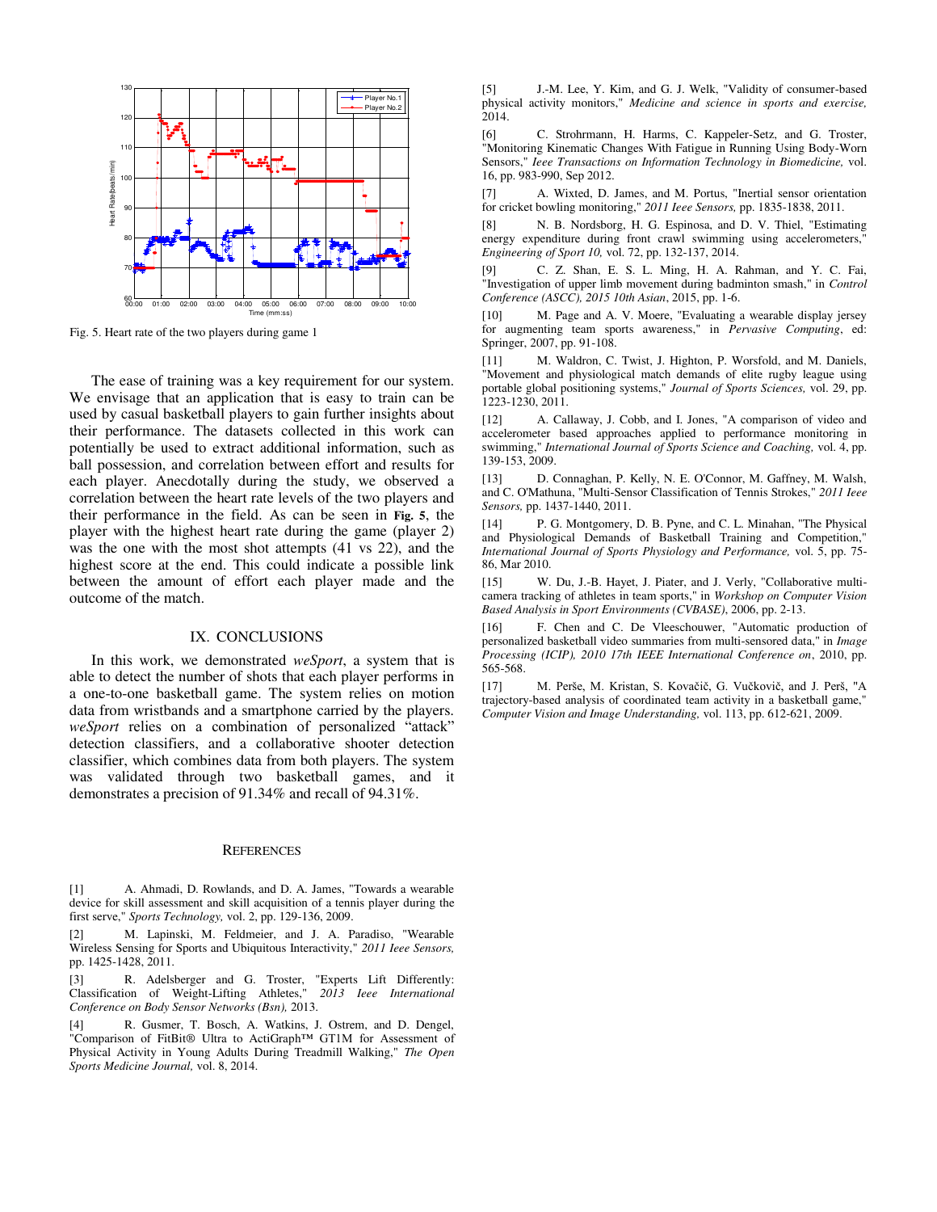130

120

110

100

90

80

70

60

Heart Rate(beats/min)

00:00 01:00 02:00 03:00 04:00 05:00 06:00 07:00 08:00 09:00 10:00

Time (mm:ss)

Player No.1

Player No.2

Fig. 5. Heart rate of the two players during game 1

The ease of training was a key requirement for our system. We envisage that an application that is easy to train can be used by casual basketball players to gain further insights about their performance. The datasets collected in this work can potentially be used to extract additional information, such as ball possession, and correlation between effort and results for each player. Anecdotally during the study, we observed a correlation between the heart rate levels of the two players and their performance in the field. As can be seen in **Fig. 5**, the player with the highest heart rate during the game (player 2) was the one with the most shot attempts (41 vs 22), and the highest score at the end. This could indicate a possible link between the amount of effort each player made and the outcome of the match.

## IX. CONCLUSIONS

In this work, we demonstrated *weSport*, a system that is able to detect the number of shots that each player performs in a one-to-one basketball game. The system relies on motion data from wristbands and a smartphone carried by the players. *weSport* relies on a combination of personalized "attack" detection classifiers, and a collaborative shooter detection classifier, which combines data from both players. The system was validated through two basketball games, and it demonstrates a precision of 91.34% and recall of 94.31%.

## REFERENCES

[1] A. Ahmadi, D. Rowlands, and D. A. James, "Towards a wearable device for skill assessment and skill acquisition of a tennis player during the first serve," *Sports Technology,* vol. 2, pp. 129-136, 2009.

[2] M. Lapinski, M. Feldmeier, and J. A. Paradiso, "Wearable Wireless Sensing for Sports and Ubiquitous Interactivity," *2011 Ieee Sensors,* pp. 1425-1428, 2011.

[3] R. Adelsberger and G. Troster, "Experts Lift Differently: Classification of Weight-Lifting Athletes," *2013 Ieee International Conference on Body Sensor Networks (Bsn),* 2013.

[4] R. Gusmer, T. Bosch, A. Watkins, J. Ostrem, and D. Dengel, "Comparison of FitBit® Ultra to ActiGraph™ GT1M for Assessment of Physical Activity in Young Adults During Treadmill Walking," *The Open Sports Medicine Journal,* vol. 8, 2014.

[5] J.-M. Lee, Y. Kim, and G. J. Welk, "Validity of consumer-based physical activity monitors," *Medicine and science in sports and exercise,* 2014.

[6] C. Strohrmann, H. Harms, C. Kappeler-Setz, and G. Troster, "Monitoring Kinematic Changes With Fatigue in Running Using Body-Worn Sensors," *Ieee Transactions on Information Technology in Biomedicine,* vol. 16, pp. 983-990, Sep 2012.

[7] A. Wixted, D. James, and M. Portus, "Inertial sensor orientation for cricket bowling monitoring," *2011 Ieee Sensors,* pp. 1835-1838, 2011.

[8] N. B. Nordsborg, H. G. Espinosa, and D. V. Thiel, "Estimating energy expenditure during front crawl swimming using accelerometers," *Engineering of Sport 10,* vol. 72, pp. 132-137, 2014.

[9] C. Z. Shan, E. S. L. Ming, H. A. Rahman, and Y. C. Fai, "Investigation of upper limb movement during badminton smash," in *Control Conference (ASCC), 2015 10th Asian*, 2015, pp. 1-6.

[10] M. Page and A. V. Moere, "Evaluating a wearable display jersey for augmenting team sports awareness," in *Pervasive Computing*, ed: Springer, 2007, pp. 91-108.

[11] M. Waldron, C. Twist, J. Highton, P. Worsfold, and M. Daniels, "Movement and physiological match demands of elite rugby league using portable global positioning systems," *Journal of Sports Sciences,* vol. 29, pp. 1223-1230, 2011.

[12] A. Callaway, J. Cobb, and I. Jones, "A comparison of video and accelerometer based approaches applied to performance monitoring in swimming," *International Journal of Sports Science and Coaching,* vol. 4, pp. 139-153, 2009.

[13] D. Connaghan, P. Kelly, N. E. O'Connor, M. Gaffney, M. Walsh, and C. O'Mathuna, "Multi-Sensor Classification of Tennis Strokes," *2011 Ieee Sensors,* pp. 1437-1440, 2011.

[14] P. G. Montgomery, D. B. Pyne, and C. L. Minahan, "The Physical and Physiological Demands of Basketball Training and Competition," *International Journal of Sports Physiology and Performance,* vol. 5, pp. 75-86, Mar 2010.

[15] W. Du, J.-B. Hayet, J. Piater, and J. Verly, "Collaborative multi-camera tracking of athletes in team sports," in *Workshop on Computer Vision Based Analysis in Sport Environments (CVBASE)*, 2006, pp. 2-13.

[16] F. Chen and C. De Vleeschouwer, "Automatic production of personalized basketball video summaries from multi-sensored data," in *Image Processing (ICIP), 2010 17th IEEE International Conference on*, 2010, pp. 565-568.

[17] M. Perše, M. Kristan, S. Kovačič, G. Vučkovič, and J. Perš, "A trajectory-based analysis of coordinated team activity in a basketball game," *Computer Vision and Image Understanding,* vol. 113, pp. 612-621, 2009.